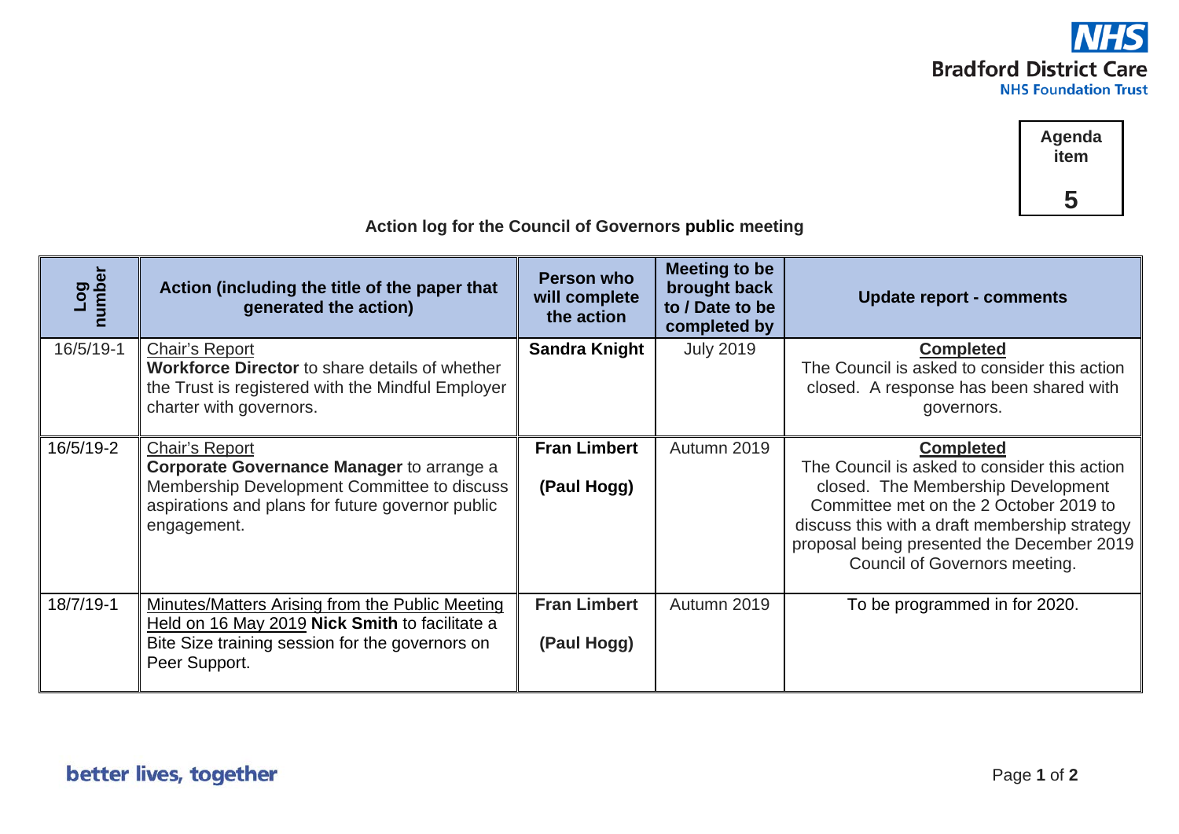NHS
**Bradford District Care**
**NHS Foundation Trust**

| Agenda item |
|---|
| **5** |

**Action log for the Council of Governors public meeting**

| Log number | Action (including the title of the paper that generated the action) | Person who will complete the action | Meeting to be brought back to / Date to be completed by | Update report - comments |
|---|---|---|---|---|
| 16/5/19-1 | Chair's Report **Workforce Director** to share details of whether the Trust is registered with the Mindful Employer charter with governors. | **Sandra Knight** | July 2019 | **Completed** The Council is asked to consider this action closed. A response has been shared with governors. |
| 16/5/19-2 | Chair's Report **Corporate Governance Manager** to arrange a Membership Development Committee to discuss aspirations and plans for future governor public engagement. | **Fran Limbert** **(Paul Hogg)** | Autumn 2019 | **Completed** The Council is asked to consider this action closed. The Membership Development Committee met on the 2 October 2019 to discuss this with a draft membership strategy proposal being presented the December 2019 Council of Governors meeting. |
| 18/7/19-1 | Minutes/Matters Arising from the Public Meeting Held on 16 May 2019 **Nick Smith** to facilitate a Bite Size training session for the governors on Peer Support. | **Fran Limbert** **(Paul Hogg)** | Autumn 2019 | To be programmed in for 2020. |

better lives, together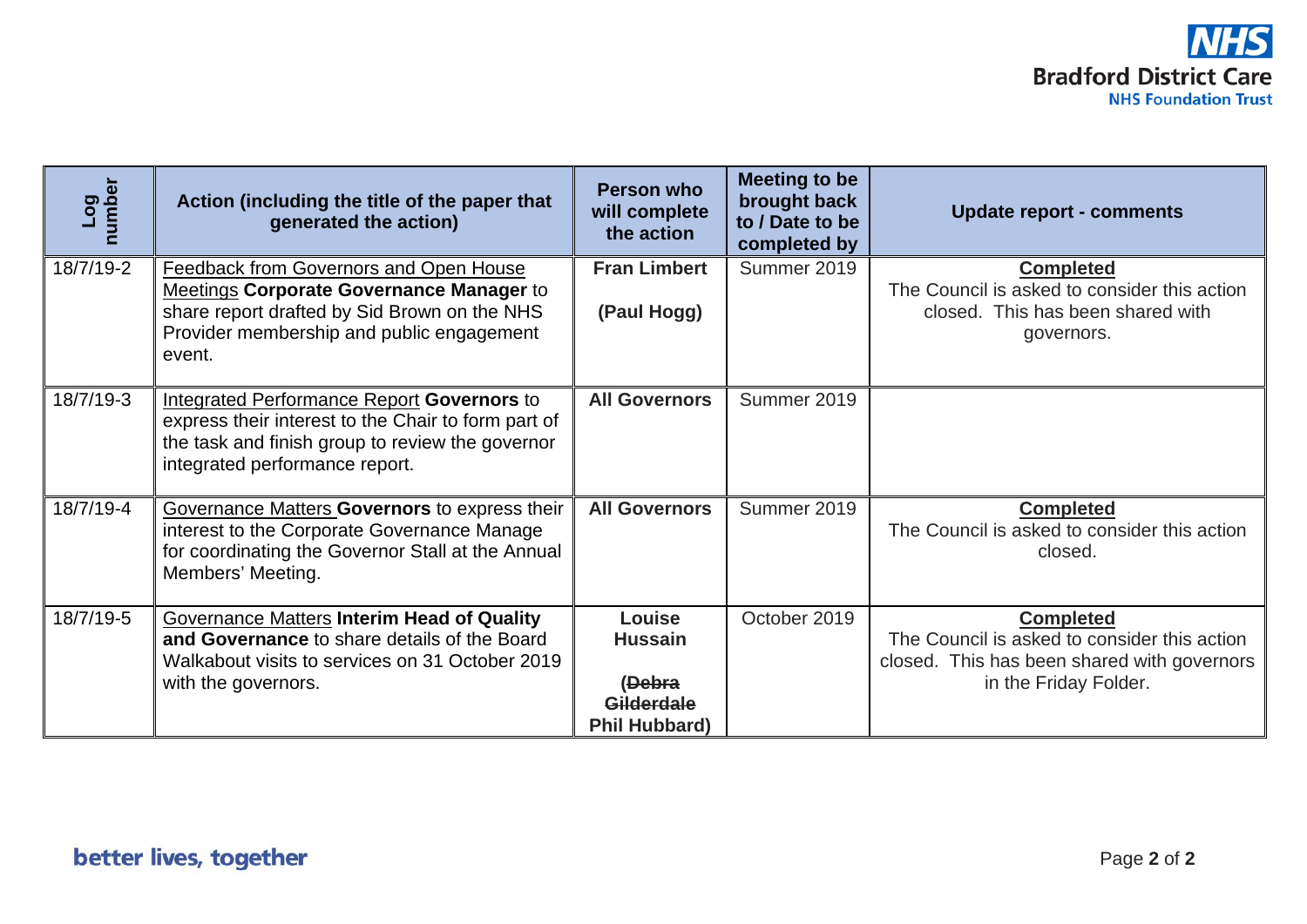| Log number | Action (including the title of the paper that generated the action) | Person who will complete the action | Meeting to be brought back to / Date to be completed by | Update report - comments |
|---|---|---|---|---|
| 18/7/19-2 | Feedback from Governors and Open House Meetings **Corporate Governance Manager** to share report drafted by Sid Brown on the NHS Provider membership and public engagement event. | **Fran Limbert** **(Paul Hogg)** | Summer 2019 | **Completed** The Council is asked to consider this action closed. This has been shared with governors. |
| 18/7/19-3 | Integrated Performance Report **Governors** to express their interest to the Chair to form part of the task and finish group to review the governor integrated performance report. | **All Governors** | Summer 2019 | |
| 18/7/19-4 | Governance Matters **Governors** to express their interest to the Corporate Governance Manage for coordinating the Governor Stall at the Annual Members' Meeting. | **All Governors** | Summer 2019 | **Completed** The Council is asked to consider this action closed. |
| 18/7/19-5 | Governance Matters **Interim Head of Quality and Governance** to share details of the Board Walkabout visits to services on 31 October 2019 with the governors. | **Louise Hussain** **(~~Debra Gilderdale~~ Phil Hubbard)** | October 2019 | **Completed** The Council is asked to consider this action closed. This has been shared with governors in the Friday Folder. |